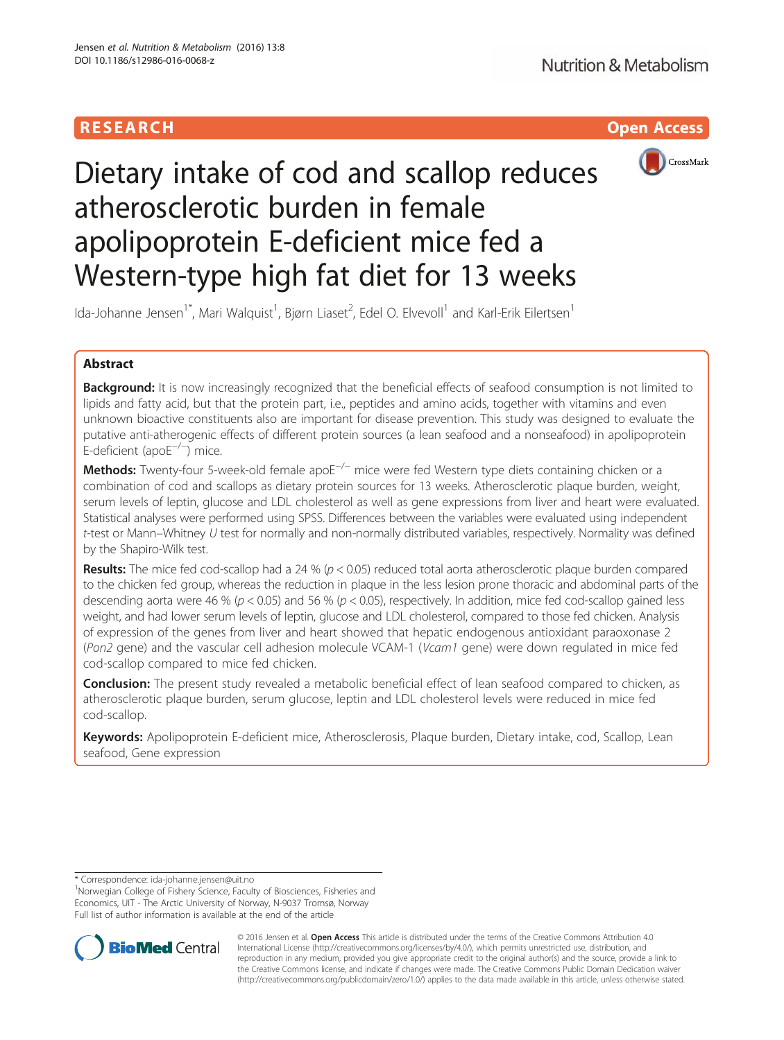RESEARCH

Open Access

# Dietary intake of cod and scallop reduces atherosclerotic burden in female apolipoprotein E-deficient mice fed a Western-type high fat diet for 13 weeks

Ida-Johanne Jensen[1*], Mari Walquist[1], Bjørn Liaset[2], Edel O. Elvevoll[1] and Karl-Erik Eilertsen[1]

## Abstract

**Background:** It is now increasingly recognized that the beneficial effects of seafood consumption is not limited to lipids and fatty acid, but that the protein part, i.e., peptides and amino acids, together with vitamins and even unknown bioactive constituents also are important for disease prevention. This study was designed to evaluate the putative anti-atherogenic effects of different protein sources (a lean seafood and a nonseafood) in apolipoprotein E-deficient (apoE$^{-/-}$) mice.

**Methods:** Twenty-four 5-week-old female apoE$^{-/-}$ mice were fed Western type diets containing chicken or a combination of cod and scallops as dietary protein sources for 13 weeks. Atherosclerotic plaque burden, weight, serum levels of leptin, glucose and LDL cholesterol as well as gene expressions from liver and heart were evaluated. Statistical analyses were performed using SPSS. Differences between the variables were evaluated using independent *t*-test or Mann–Whitney *U* test for normally and non-normally distributed variables, respectively. Normality was defined by the Shapiro-Wilk test.

**Results:** The mice fed cod-scallop had a 24 % ($p < 0.05$) reduced total aorta atherosclerotic plaque burden compared to the chicken fed group, whereas the reduction in plaque in the less lesion prone thoracic and abdominal parts of the descending aorta were 46 % ($p < 0.05$) and 56 % ($p < 0.05$), respectively. In addition, mice fed cod-scallop gained less weight, and had lower serum levels of leptin, glucose and LDL cholesterol, compared to those fed chicken. Analysis of expression of the genes from liver and heart showed that hepatic endogenous antioxidant paraoxonase 2 (*Pon2* gene) and the vascular cell adhesion molecule VCAM-1 (*Vcam1* gene) were down regulated in mice fed cod-scallop compared to mice fed chicken.

**Conclusion:** The present study revealed a metabolic beneficial effect of lean seafood compared to chicken, as atherosclerotic plaque burden, serum glucose, leptin and LDL cholesterol levels were reduced in mice fed cod-scallop.

**Keywords:** Apolipoprotein E-deficient mice, Atherosclerosis, Plaque burden, Dietary intake, cod, Scallop, Lean seafood, Gene expression

---

\* Correspondence: ida-johanne.jensen@uit.no
[1]Norwegian College of Fishery Science, Faculty of Biosciences, Fisheries and Economics, UIT - The Arctic University of Norway, N-9037 Tromsø, Norway
Full list of author information is available at the end of the article

© 2016 Jensen et al. **Open Access** This article is distributed under the terms of the Creative Commons Attribution 4.0 International License (http://creativecommons.org/licenses/by/4.0/), which permits unrestricted use, distribution, and reproduction in any medium, provided you give appropriate credit to the original author(s) and the source, provide a link to the Creative Commons license, and indicate if changes were made. The Creative Commons Public Domain Dedication waiver (http://creativecommons.org/publicdomain/zero/1.0/) applies to the data made available in this article, unless otherwise stated.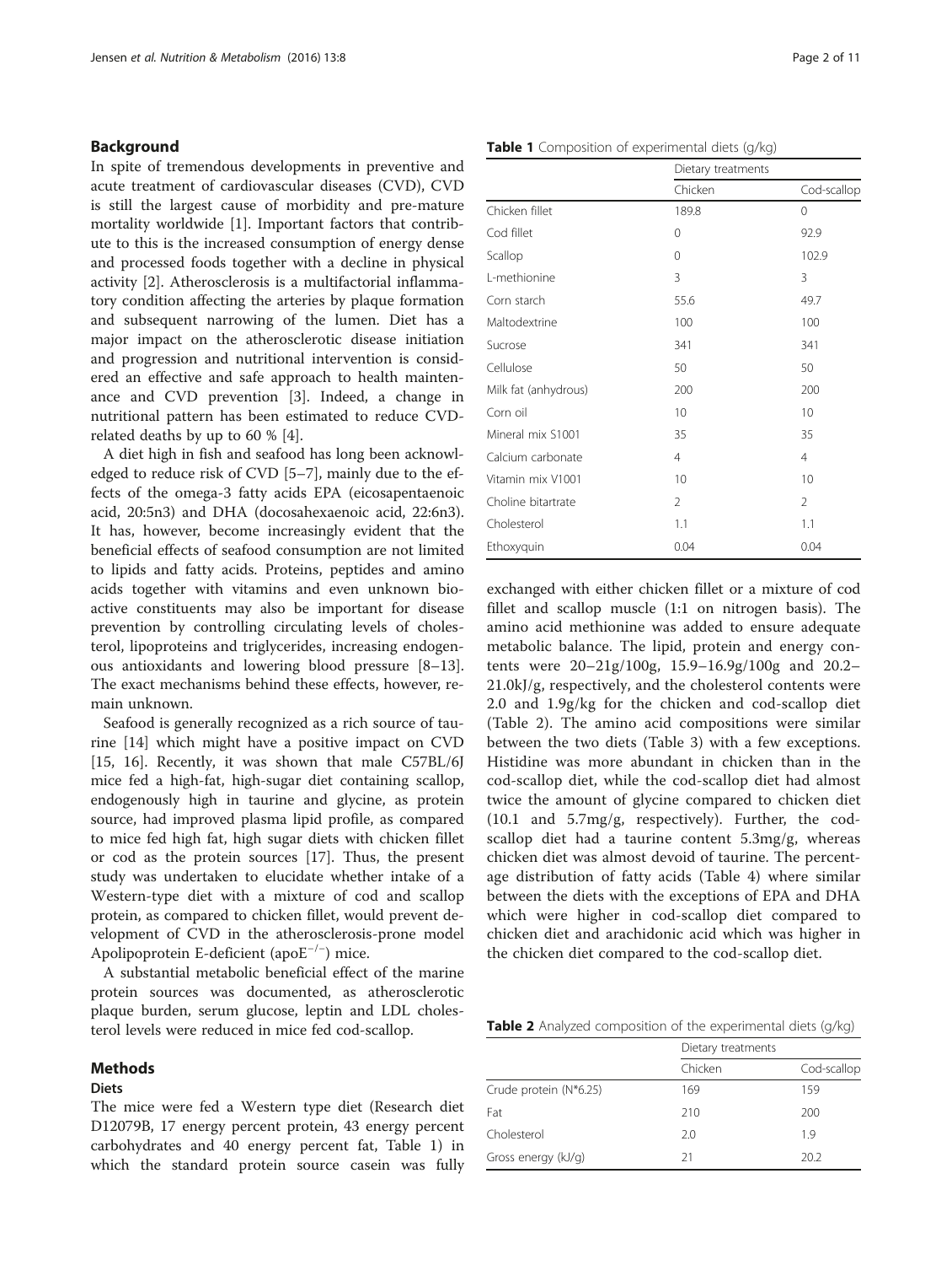## Background

In spite of tremendous developments in preventive and acute treatment of cardiovascular diseases (CVD), CVD is still the largest cause of morbidity and pre-mature mortality worldwide [1]. Important factors that contribute to this is the increased consumption of energy dense and processed foods together with a decline in physical activity [2]. Atherosclerosis is a multifactorial inflammatory condition affecting the arteries by plaque formation and subsequent narrowing of the lumen. Diet has a major impact on the atherosclerotic disease initiation and progression and nutritional intervention is considered an effective and safe approach to health maintenance and CVD prevention [3]. Indeed, a change in nutritional pattern has been estimated to reduce CVD-related deaths by up to 60 % [4].

A diet high in fish and seafood has long been acknowledged to reduce risk of CVD [5–7], mainly due to the effects of the omega-3 fatty acids EPA (eicosapentaenoic acid, 20:5n3) and DHA (docosahexaenoic acid, 22:6n3). It has, however, become increasingly evident that the beneficial effects of seafood consumption are not limited to lipids and fatty acids. Proteins, peptides and amino acids together with vitamins and even unknown bioactive constituents may also be important for disease prevention by controlling circulating levels of cholesterol, lipoproteins and triglycerides, increasing endogenous antioxidants and lowering blood pressure [8–13]. The exact mechanisms behind these effects, however, remain unknown.

Seafood is generally recognized as a rich source of taurine [14] which might have a positive impact on CVD [15, 16]. Recently, it was shown that male C57BL/6J mice fed a high-fat, high-sugar diet containing scallop, endogenously high in taurine and glycine, as protein source, had improved plasma lipid profile, as compared to mice fed high fat, high sugar diets with chicken fillet or cod as the protein sources [17]. Thus, the present study was undertaken to elucidate whether intake of a Western-type diet with a mixture of cod and scallop protein, as compared to chicken fillet, would prevent development of CVD in the atherosclerosis-prone model Apolipoprotein E-deficient (apo$E^{-/-}$) mice.

A substantial metabolic beneficial effect of the marine protein sources was documented, as atherosclerotic plaque burden, serum glucose, leptin and LDL cholesterol levels were reduced in mice fed cod-scallop.

## Methods

### Diets

The mice were fed a Western type diet (Research diet D12079B, 17 energy percent protein, 43 energy percent carbohydrates and 40 energy percent fat, Table 1) in which the standard protein source casein was fully exchanged with either chicken fillet or a mixture of cod fillet and scallop muscle (1:1 on nitrogen basis). The amino acid methionine was added to ensure adequate metabolic balance. The lipid, protein and energy contents were 20–21g/100g, 15.9–16.9g/100g and 20.2–21.0kJ/g, respectively, and the cholesterol contents were 2.0 and 1.9g/kg for the chicken and cod-scallop diet (Table 2). The amino acid compositions were similar between the two diets (Table 3) with a few exceptions. Histidine was more abundant in chicken than in the cod-scallop diet, while the cod-scallop diet had almost twice the amount of glycine compared to chicken diet (10.1 and 5.7mg/g, respectively). Further, the cod-scallop diet had a taurine content 5.3mg/g, whereas chicken diet was almost devoid of taurine. The percentage distribution of fatty acids (Table 4) where similar between the diets with the exceptions of EPA and DHA which were higher in cod-scallop diet compared to chicken diet and arachidonic acid which was higher in the chicken diet compared to the cod-scallop diet.

**Table 1** Composition of experimental diets (g/kg)

| | Dietary treatments | |
|---|---|---|
| | Chicken | Cod-scallop |
| Chicken fillet | 189.8 | 0 |
| Cod fillet | 0 | 92.9 |
| Scallop | 0 | 102.9 |
| L-methionine | 3 | 3 |
| Corn starch | 55.6 | 49.7 |
| Maltodextrine | 100 | 100 |
| Sucrose | 341 | 341 |
| Cellulose | 50 | 50 |
| Milk fat (anhydrous) | 200 | 200 |
| Corn oil | 10 | 10 |
| Mineral mix S1001 | 35 | 35 |
| Calcium carbonate | 4 | 4 |
| Vitamin mix V1001 | 10 | 10 |
| Choline bitartrate | 2 | 2 |
| Cholesterol | 1.1 | 1.1 |
| Ethoxyquin | 0.04 | 0.04 |

**Table 2** Analyzed composition of the experimental diets (g/kg)

| | Dietary treatments | |
|---|---|---|
| | Chicken | Cod-scallop |
| Crude protein (N*6.25) | 169 | 159 |
| Fat | 210 | 200 |
| Cholesterol | 2.0 | 1.9 |
| Gross energy (kJ/g) | 21 | 20.2 |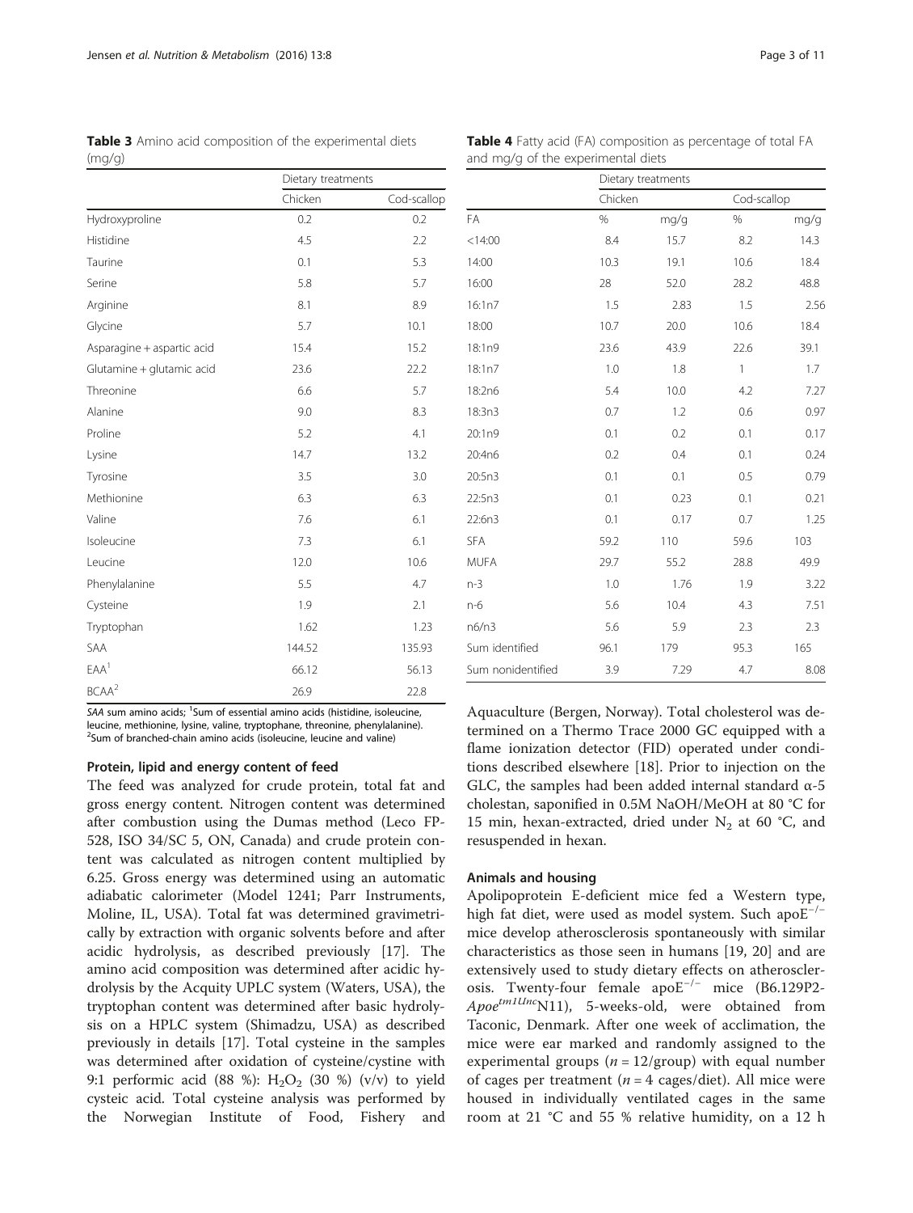**Table 3** Amino acid composition of the experimental diets (mg/g)

| | Dietary treatments | |
|---|---|---|
| | Chicken | Cod-scallop |
| Hydroxyproline | 0.2 | 0.2 |
| Histidine | 4.5 | 2.2 |
| Taurine | 0.1 | 5.3 |
| Serine | 5.8 | 5.7 |
| Arginine | 8.1 | 8.9 |
| Glycine | 5.7 | 10.1 |
| Asparagine + aspartic acid | 15.4 | 15.2 |
| Glutamine + glutamic acid | 23.6 | 22.2 |
| Threonine | 6.6 | 5.7 |
| Alanine | 9.0 | 8.3 |
| Proline | 5.2 | 4.1 |
| Lysine | 14.7 | 13.2 |
| Tyrosine | 3.5 | 3.0 |
| Methionine | 6.3 | 6.3 |
| Valine | 7.6 | 6.1 |
| Isoleucine | 7.3 | 6.1 |
| Leucine | 12.0 | 10.6 |
| Phenylalanine | 5.5 | 4.7 |
| Cysteine | 1.9 | 2.1 |
| Tryptophan | 1.62 | 1.23 |
| SAA | 144.52 | 135.93 |
| EAA[1] | 66.12 | 56.13 |
| BCAA[2] | 26.9 | 22.8 |

*SAA* sum amino acids; [1]Sum of essential amino acids (histidine, isoleucine, leucine, methionine, lysine, valine, tryptophan, threonine, phenylalanine). [2]Sum of branched-chain amino acids (isoleucine, leucine and valine)

**Table 4** Fatty acid (FA) composition as percentage of total FA and mg/g of the experimental diets

| | Dietary treatments | | | |
|---|---|---|---|---|
| | Chicken | | Cod-scallop | |
| FA | % | mg/g | % | mg/g |
| <14:00 | 8.4 | 15.7 | 8.2 | 14.3 |
| 14:00 | 10.3 | 19.1 | 10.6 | 18.4 |
| 16:00 | 28 | 52.0 | 28.2 | 48.8 |
| 16:1n7 | 1.5 | 2.83 | 1.5 | 2.56 |
| 18:00 | 10.7 | 20.0 | 10.6 | 18.4 |
| 18:1n9 | 23.6 | 43.9 | 22.6 | 39.1 |
| 18:1n7 | 1.0 | 1.8 | 1 | 1.7 |
| 18:2n6 | 5.4 | 10.0 | 4.2 | 7.27 |
| 18:3n3 | 0.7 | 1.2 | 0.6 | 0.97 |
| 20:1n9 | 0.1 | 0.2 | 0.1 | 0.17 |
| 20:4n6 | 0.2 | 0.4 | 0.1 | 0.24 |
| 20:5n3 | 0.1 | 0.1 | 0.5 | 0.79 |
| 22:5n3 | 0.1 | 0.23 | 0.1 | 0.21 |
| 22:6n3 | 0.1 | 0.17 | 0.7 | 1.25 |
| SFA | 59.2 | 110 | 59.6 | 103 |
| MUFA | 29.7 | 55.2 | 28.8 | 49.9 |
| n-3 | 1.0 | 1.76 | 1.9 | 3.22 |
| n-6 | 5.6 | 10.4 | 4.3 | 7.51 |
| n6/n3 | 5.6 | 5.9 | 2.3 | 2.3 |
| Sum identified | 96.1 | 179 | 95.3 | 165 |
| Sum nonidentified | 3.9 | 7.29 | 4.7 | 8.08 |

### Protein, lipid and energy content of feed

The feed was analyzed for crude protein, total fat and gross energy content. Nitrogen content was determined after combustion using the Dumas method (Leco FP-528, ISO 34/SC 5, ON, Canada) and crude protein content was calculated as nitrogen content multiplied by 6.25. Gross energy was determined using an automatic adiabatic calorimeter (Model 1241; Parr Instruments, Moline, IL, USA). Total fat was determined gravimetrically by extraction with organic solvents before and after acidic hydrolysis, as described previously [17]. The amino acid composition was determined after acidic hydrolysis by the Acquity UPLC system (Waters, USA), the tryptophan content was determined after basic hydrolysis on a HPLC system (Shimadzu, USA) as described previously in details [17]. Total cysteine in the samples was determined after oxidation of cysteine/cystine with 9:1 performic acid (88 %): $H_2O_2$ (30 %) (v/v) to yield cysteic acid. Total cysteine analysis was performed by the Norwegian Institute of Food, Fishery and Aquaculture (Bergen, Norway). Total cholesterol was determined on a Thermo Trace 2000 GC equipped with a flame ionization detector (FID) operated under conditions described elsewhere [18]. Prior to injection on the GLC, the samples had been added internal standard α-5 cholestan, saponified in 0.5M NaOH/MeOH at 80 °C for 15 min, hexan-extracted, dried under $N_2$ at 60 °C, and resuspended in hexan.

### Animals and housing

Apolipoprotein E-deficient mice fed a Western type, high fat diet, were used as model system. Such apo$E^{-/-}$ mice develop atherosclerosis spontaneously with similar characteristics as those seen in humans [19, 20] and are extensively used to study dietary effects on atherosclerosis. Twenty-four female apo$E^{-/-}$ mice (B6.129P2-$Apoe^{tm1Unc}$N11), 5-weeks-old, were obtained from Taconic, Denmark. After one week of acclimation, the mice were ear marked and randomly assigned to the experimental groups ($n = 12$/group) with equal number of cages per treatment ($n = 4$ cages/diet). All mice were housed in individually ventilated cages in the same room at 21 °C and 55 % relative humidity, on a 12 h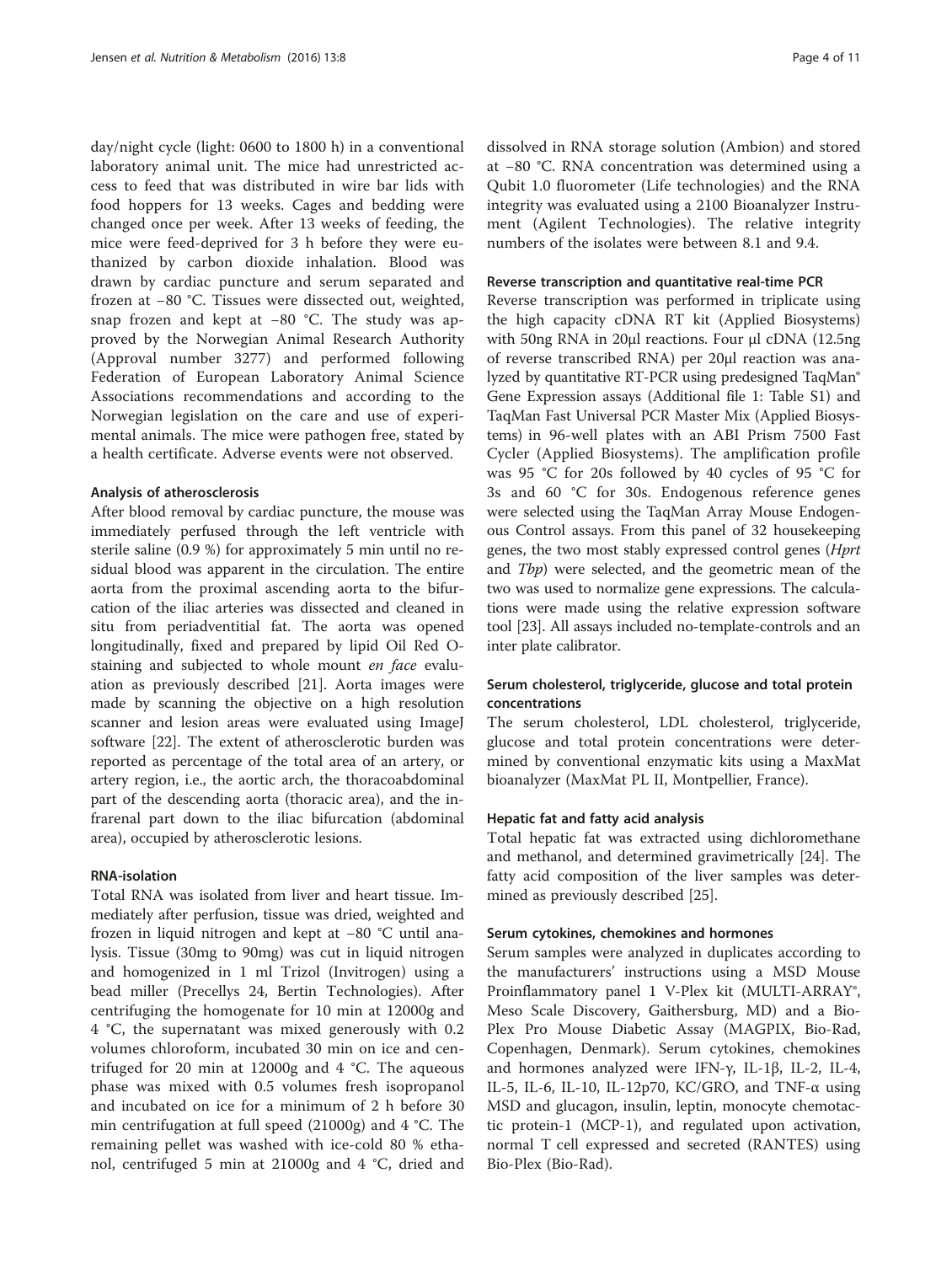day/night cycle (light: 0600 to 1800 h) in a conventional laboratory animal unit. The mice had unrestricted access to feed that was distributed in wire bar lids with food hoppers for 13 weeks. Cages and bedding were changed once per week. After 13 weeks of feeding, the mice were feed-deprived for 3 h before they were euthanized by carbon dioxide inhalation. Blood was drawn by cardiac puncture and serum separated and frozen at −80 °C. Tissues were dissected out, weighted, snap frozen and kept at −80 °C. The study was approved by the Norwegian Animal Research Authority (Approval number 3277) and performed following Federation of European Laboratory Animal Science Associations recommendations and according to the Norwegian legislation on the care and use of experimental animals. The mice were pathogen free, stated by a health certificate. Adverse events were not observed.

#### Analysis of atherosclerosis

After blood removal by cardiac puncture, the mouse was immediately perfused through the left ventricle with sterile saline (0.9 %) for approximately 5 min until no residual blood was apparent in the circulation. The entire aorta from the proximal ascending aorta to the bifurcation of the iliac arteries was dissected and cleaned in situ from periadventitial fat. The aorta was opened longitudinally, fixed and prepared by lipid Oil Red O-staining and subjected to whole mount *en face* evaluation as previously described [21]. Aorta images were made by scanning the objective on a high resolution scanner and lesion areas were evaluated using ImageJ software [22]. The extent of atherosclerotic burden was reported as percentage of the total area of an artery, or artery region, i.e., the aortic arch, the thoracoabdominal part of the descending aorta (thoracic area), and the infrarenal part down to the iliac bifurcation (abdominal area), occupied by atherosclerotic lesions.

#### RNA-isolation

Total RNA was isolated from liver and heart tissue. Immediately after perfusion, tissue was dried, weighted and frozen in liquid nitrogen and kept at −80 °C until analysis. Tissue (30mg to 90mg) was cut in liquid nitrogen and homogenized in 1 ml Trizol (Invitrogen) using a bead miller (Precellys 24, Bertin Technologies). After centrifuging the homogenate for 10 min at 12000g and 4 °C, the supernatant was mixed generously with 0.2 volumes chloroform, incubated 30 min on ice and centrifuged for 20 min at 12000g and 4 °C. The aqueous phase was mixed with 0.5 volumes fresh isopropanol and incubated on ice for a minimum of 2 h before 30 min centrifugation at full speed (21000g) and 4 °C. The remaining pellet was washed with ice-cold 80 % ethanol, centrifuged 5 min at 21000g and 4 °C, dried and dissolved in RNA storage solution (Ambion) and stored at −80 °C. RNA concentration was determined using a Qubit 1.0 fluorometer (Life technologies) and the RNA integrity was evaluated using a 2100 Bioanalyzer Instrument (Agilent Technologies). The relative integrity numbers of the isolates were between 8.1 and 9.4.

#### Reverse transcription and quantitative real-time PCR

Reverse transcription was performed in triplicate using the high capacity cDNA RT kit (Applied Biosystems) with 50ng RNA in 20μl reactions. Four μl cDNA (12.5ng of reverse transcribed RNA) per 20μl reaction was analyzed by quantitative RT-PCR using predesigned TaqMan® Gene Expression assays (Additional file 1: Table S1) and TaqMan Fast Universal PCR Master Mix (Applied Biosystems) in 96-well plates with an ABI Prism 7500 Fast Cycler (Applied Biosystems). The amplification profile was 95 °C for 20s followed by 40 cycles of 95 °C for 3s and 60 °C for 30s. Endogenous reference genes were selected using the TaqMan Array Mouse Endogenous Control assays. From this panel of 32 housekeeping genes, the two most stably expressed control genes (*Hprt* and *Tbp*) were selected, and the geometric mean of the two was used to normalize gene expressions. The calculations were made using the relative expression software tool [23]. All assays included no-template-controls and an inter plate calibrator.

#### Serum cholesterol, triglyceride, glucose and total protein concentrations

The serum cholesterol, LDL cholesterol, triglyceride, glucose and total protein concentrations were determined by conventional enzymatic kits using a MaxMat bioanalyzer (MaxMat PL II, Montpellier, France).

#### Hepatic fat and fatty acid analysis

Total hepatic fat was extracted using dichloromethane and methanol, and determined gravimetrically [24]. The fatty acid composition of the liver samples was determined as previously described [25].

#### Serum cytokines, chemokines and hormones

Serum samples were analyzed in duplicates according to the manufacturers' instructions using a MSD Mouse Proinflammatory panel 1 V-Plex kit (MULTI-ARRAY®, Meso Scale Discovery, Gaithersburg, MD) and a Bio-Plex Pro Mouse Diabetic Assay (MAGPIX, Bio-Rad, Copenhagen, Denmark). Serum cytokines, chemokines and hormones analyzed were IFN-γ, IL-1β, IL-2, IL-4, IL-5, IL-6, IL-10, IL-12p70, KC/GRO, and TNF-α using MSD and glucagon, insulin, leptin, monocyte chemotactic protein-1 (MCP-1), and regulated upon activation, normal T cell expressed and secreted (RANTES) using Bio-Plex (Bio-Rad).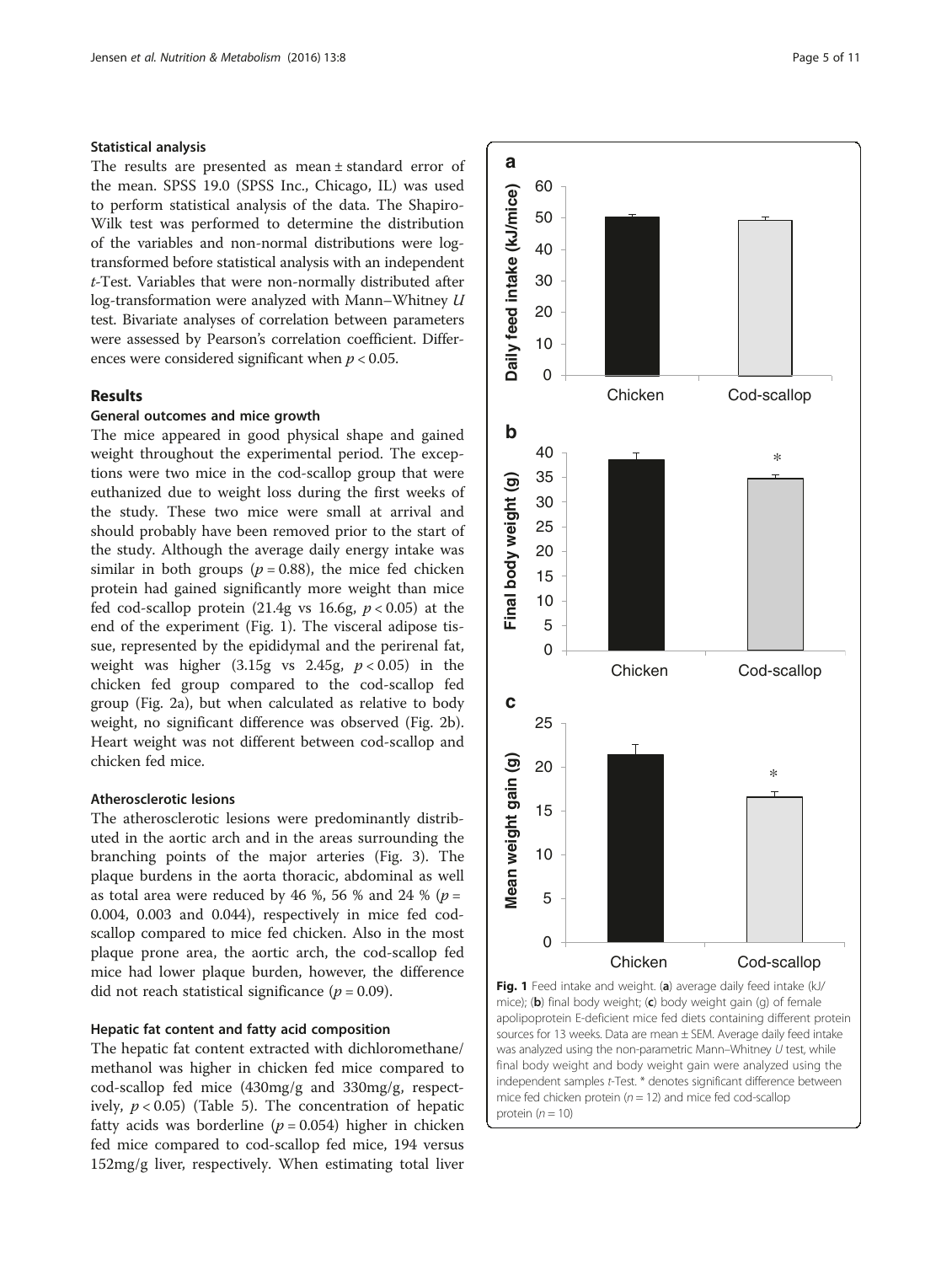### Statistical analysis

The results are presented as mean ± standard error of the mean. SPSS 19.0 (SPSS Inc., Chicago, IL) was used to perform statistical analysis of the data. The Shapiro-Wilk test was performed to determine the distribution of the variables and non-normal distributions were log-transformed before statistical analysis with an independent *t*-Test. Variables that were non-normally distributed after log-transformation were analyzed with Mann–Whitney *U* test. Bivariate analyses of correlation between parameters were assessed by Pearson's correlation coefficient. Differences were considered significant when $p < 0.05$.

## Results

### General outcomes and mice growth

The mice appeared in good physical shape and gained weight throughout the experimental period. The exceptions were two mice in the cod-scallop group that were euthanized due to weight loss during the first weeks of the study. These two mice were small at arrival and should probably have been removed prior to the start of the study. Although the average daily energy intake was similar in both groups ($p = 0.88$), the mice fed chicken protein had gained significantly more weight than mice fed cod-scallop protein (21.4g vs 16.6g, $p < 0.05$) at the end of the experiment (Fig. 1). The visceral adipose tissue, represented by the epididymal and the perirenal fat, weight was higher (3.15g vs 2.45g, $p < 0.05$) in the chicken fed group compared to the cod-scallop fed group (Fig. 2a), but when calculated as relative to body weight, no significant difference was observed (Fig. 2b). Heart weight was not different between cod-scallop and chicken fed mice.

### Atherosclerotic lesions

The atherosclerotic lesions were predominantly distributed in the aortic arch and in the areas surrounding the branching points of the major arteries (Fig. 3). The plaque burdens in the aorta thoracic, abdominal as well as total area were reduced by 46 %, 56 % and 24 % ($p =$ 0.004, 0.003 and 0.044), respectively in mice fed cod-scallop compared to mice fed chicken. Also in the most plaque prone area, the aortic arch, the cod-scallop fed mice had lower plaque burden, however, the difference did not reach statistical significance ($p = 0.09$).

### Hepatic fat content and fatty acid composition

The hepatic fat content extracted with dichloromethane/methanol was higher in chicken fed mice compared to cod-scallop fed mice (430mg/g and 330mg/g, respectively, $p < 0.05$) (Table 5). The concentration of hepatic fatty acids was borderline ($p = 0.054$) higher in chicken fed mice compared to cod-scallop fed mice, 194 versus 152mg/g liver, respectively. When estimating total liver

**Fig. 1** Feed intake and weight. (**a**) average daily feed intake (kJ/mice); (**b**) final body weight; (**c**) body weight gain (g) of female apolipoprotein E-deficient mice fed diets containing different protein sources for 13 weeks. Data are mean ± SEM. Average daily feed intake was analyzed using the non-parametric Mann–Whitney *U* test, while final body weight and body weight gain were analyzed using the independent samples *t*-Test. * denotes significant difference between mice fed chicken protein ($n = 12$) and mice fed cod-scallop protein ($n = 10$)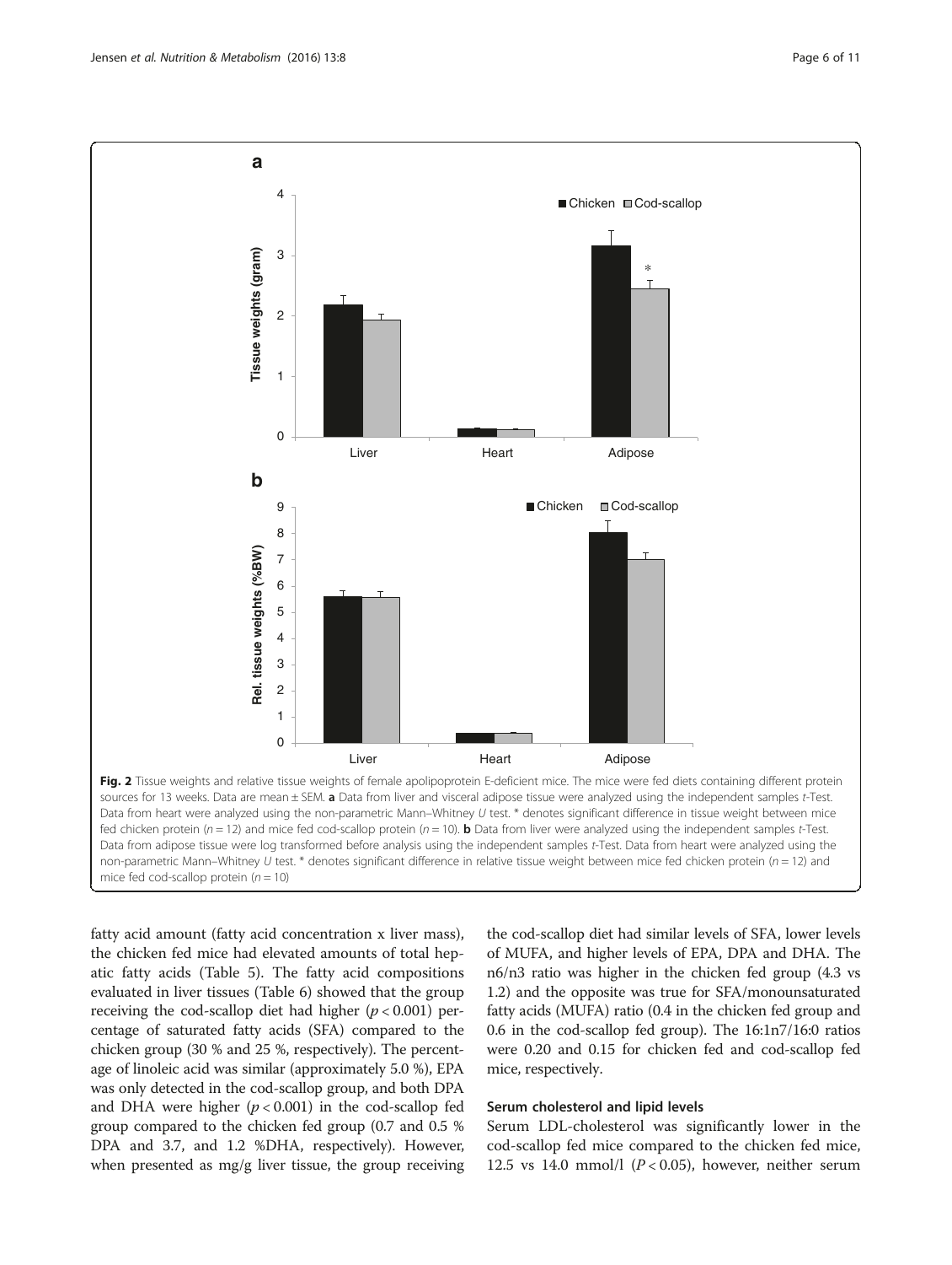**Fig. 2** Tissue weights and relative tissue weights of female apolipoprotein E-deficient mice. The mice were fed diets containing different protein sources for 13 weeks. Data are mean ± SEM. **a** Data from liver and visceral adipose tissue were analyzed using the independent samples *t*-Test. Data from heart were analyzed using the non-parametric Mann–Whitney *U* test. * denotes significant difference in tissue weight between mice fed chicken protein ($n = 12$) and mice fed cod-scallop protein ($n = 10$). **b** Data from liver were analyzed using the independent samples *t*-Test. Data from adipose tissue were log transformed before analysis using the independent samples *t*-Test. Data from heart were analyzed using the non-parametric Mann–Whitney *U* test. * denotes significant difference in relative tissue weight between mice fed chicken protein ($n = 12$) and mice fed cod-scallop protein ($n = 10$)

fatty acid amount (fatty acid concentration x liver mass), the chicken fed mice had elevated amounts of total hepatic fatty acids (Table 5). The fatty acid compositions evaluated in liver tissues (Table 6) showed that the group receiving the cod-scallop diet had higher ($p < 0.001$) percentage of saturated fatty acids (SFA) compared to the chicken group (30 % and 25 %, respectively). The percentage of linoleic acid was similar (approximately 5.0 %), EPA was only detected in the cod-scallop group, and both DPA and DHA were higher ($p < 0.001$) in the cod-scallop fed group compared to the chicken fed group (0.7 and 0.5 % DPA and 3.7, and 1.2 %DHA, respectively). However, when presented as mg/g liver tissue, the group receiving the cod-scallop diet had similar levels of SFA, lower levels of MUFA, and higher levels of EPA, DPA and DHA. The n6/n3 ratio was higher in the chicken fed group (4.3 vs 1.2) and the opposite was true for SFA/monounsaturated fatty acids (MUFA) ratio (0.4 in the chicken fed group and 0.6 in the cod-scallop fed group). The 16:1n7/16:0 ratios were 0.20 and 0.15 for chicken fed and cod-scallop fed mice, respectively.

### Serum cholesterol and lipid levels

Serum LDL-cholesterol was significantly lower in the cod-scallop fed mice compared to the chicken fed mice, 12.5 vs 14.0 mmol/l ($P < 0.05$), however, neither serum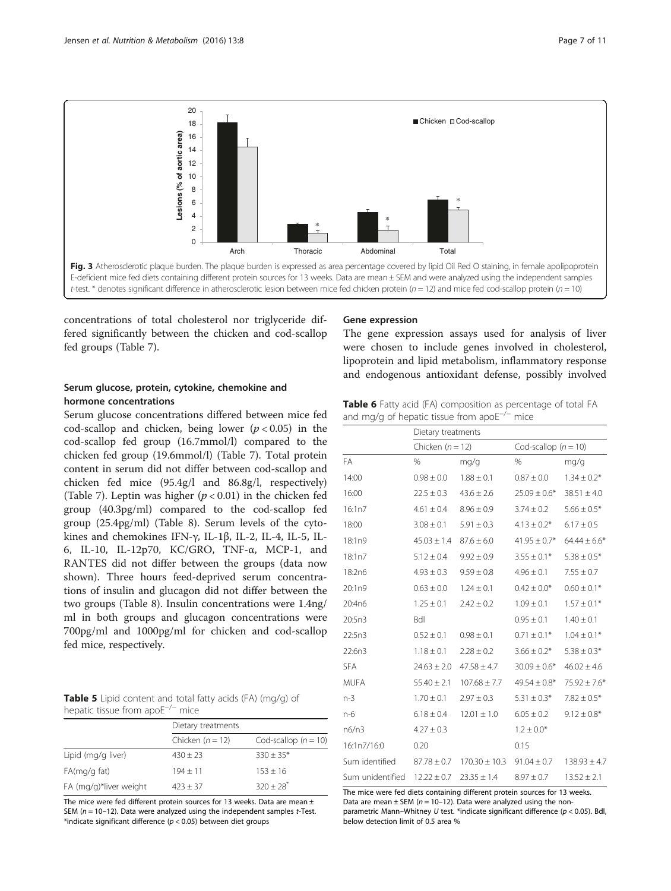Fig. 3 Atherosclerotic plaque burden. The plaque burden is expressed as area percentage covered by lipid Oil Red O staining, in female apolipoprotein E-deficient mice fed diets containing different protein sources for 13 weeks. Data are mean ± SEM and were analyzed using the independent samples *t*-test. * denotes significant difference in atherosclerotic lesion between mice fed chicken protein ($n = 12$) and mice fed cod-scallop protein ($n = 10$)

concentrations of total cholesterol nor triglyceride differed significantly between the chicken and cod-scallop fed groups (Table 7).

## Serum glucose, protein, cytokine, chemokine and hormone concentrations

Serum glucose concentrations differed between mice fed cod-scallop and chicken, being lower ($p < 0.05$) in the cod-scallop fed group (16.7mmol/l) compared to the chicken fed group (19.6mmol/l) (Table 7). Total protein content in serum did not differ between cod-scallop and chicken fed mice (95.4g/l and 86.8g/l, respectively) (Table 7). Leptin was higher ($p < 0.01$) in the chicken fed group (40.3pg/ml) compared to the cod-scallop fed group (25.4pg/ml) (Table 8). Serum levels of the cytokines and chemokines IFN-γ, IL-1β, IL-2, IL-4, IL-5, IL-6, IL-10, IL-12p70, KC/GRO, TNF-α, MCP-1, and RANTES did not differ between the groups (data now shown). Three hours feed-deprived serum concentrations of insulin and glucagon did not differ between the two groups (Table 8). Insulin concentrations were 1.4ng/ml in both groups and glucagon concentrations were 700pg/ml and 1000pg/ml for chicken and cod-scallop fed mice, respectively.

**Table 5** Lipid content and total fatty acids (FA) (mg/g) of hepatic tissue from apoE$^{-/-}$ mice

| | Dietary treatments | |
|---|---|---|
| | Chicken ($n = 12$) | Cod-scallop ($n = 10$) |
| Lipid (mg/g liver) | 430 ± 23 | 330 ± 35* |
| FA(mg/g fat) | 194 ± 11 | 153 ± 16 |
| FA (mg/g)*liver weight | 423 ± 37 | 320 ± 28* |

The mice were fed different protein sources for 13 weeks. Data are mean ± SEM ($n = 10–12$). Data were analyzed using the independent samples *t*-Test. *indicate significant difference ($p < 0.05$) between diet groups

## Gene expression

The gene expression assays used for analysis of liver were chosen to include genes involved in cholesterol, lipoprotein and lipid metabolism, inflammatory response and endogenous antioxidant defense, possibly involved

**Table 6** Fatty acid (FA) composition as percentage of total FA and mg/g of hepatic tissue from apoE$^{-/-}$ mice

| | Dietary treatments | | | |
|---|---|---|---|---|
| | Chicken ($n = 12$) | | Cod-scallop ($n = 10$) | |
| FA | % | mg/g | % | mg/g |
| 14:00 | 0.98 ± 0.0 | 1.88 ± 0.1 | 0.87 ± 0.0 | 1.34 ± 0.2* |
| 16:00 | 22.5 ± 0.3 | 43.6 ± 2.6 | 25.09 ± 0.6* | 38.51 ± 4.0 |
| 16:1n7 | 4.61 ± 0.4 | 8.96 ± 0.9 | 3.74 ± 0.2 | 5.66 ± 0.5* |
| 18:00 | 3.08 ± 0.1 | 5.91 ± 0.3 | 4.13 ± 0.2* | 6.17 ± 0.5 |
| 18:1n9 | 45.03 ± 1.4 | 87.6 ± 6.0 | 41.95 ± 0.7* | 64.44 ± 6.6* |
| 18:1n7 | 5.12 ± 0.4 | 9.92 ± 0.9 | 3.55 ± 0.1* | 5.38 ± 0.5* |
| 18:2n6 | 4.93 ± 0.3 | 9.59 ± 0.8 | 4.96 ± 0.1 | 7.55 ± 0.7 |
| 20:1n9 | 0.63 ± 0.0 | 1.24 ± 0.1 | 0.42 ± 0.0* | 0.60 ± 0.1* |
| 20:4n6 | 1.25 ± 0.1 | 2.42 ± 0.2 | 1.09 ± 0.1 | 1.57 ± 0.1* |
| 20:5n3 | Bdl | | 0.95 ± 0.1 | 1.40 ± 0.1 |
| 22:5n3 | 0.52 ± 0.1 | 0.98 ± 0.1 | 0.71 ± 0.1* | 1.04 ± 0.1* |
| 22:6n3 | 1.18 ± 0.1 | 2.28 ± 0.2 | 3.66 ± 0.2* | 5.38 ± 0.3* |
| SFA | 24.63 ± 2.0 | 47.58 ± 4.7 | 30.09 ± 0.6* | 46.02 ± 4.6 |
| MUFA | 55.40 ± 2.1 | 107.68 ± 7.7 | 49.54 ± 0.8* | 75.92 ± 7.6* |
| n-3 | 1.70 ± 0.1 | 2.97 ± 0.3 | 5.31 ± 0.3* | 7.82 ± 0.5* |
| n-6 | 6.18 ± 0.4 | 12.01 ± 1.0 | 6.05 ± 0.2 | 9.12 ± 0.8* |
| n6/n3 | 4.27 ± 0.3 | | 1.2 ± 0.0* | |
| 16:1n7/16:0 | 0.20 | | 0.15 | |
| Sum identified | 87.78 ± 0.7 | 170.30 ± 10.3 | 91.04 ± 0.7 | 138.93 ± 4.7 |
| Sum unidentified | 12.22 ± 0.7 | 23.35 ± 1.4 | 8.97 ± 0.7 | 13.52 ± 2.1 |

The mice were fed diets containing different protein sources for 13 weeks. Data are mean ± SEM ($n = 10–12$). Data were analyzed using the non-parametric Mann–Whitney *U* test. *indicate significant difference ($p < 0.05$). Bdl, below detection limit of 0.5 area %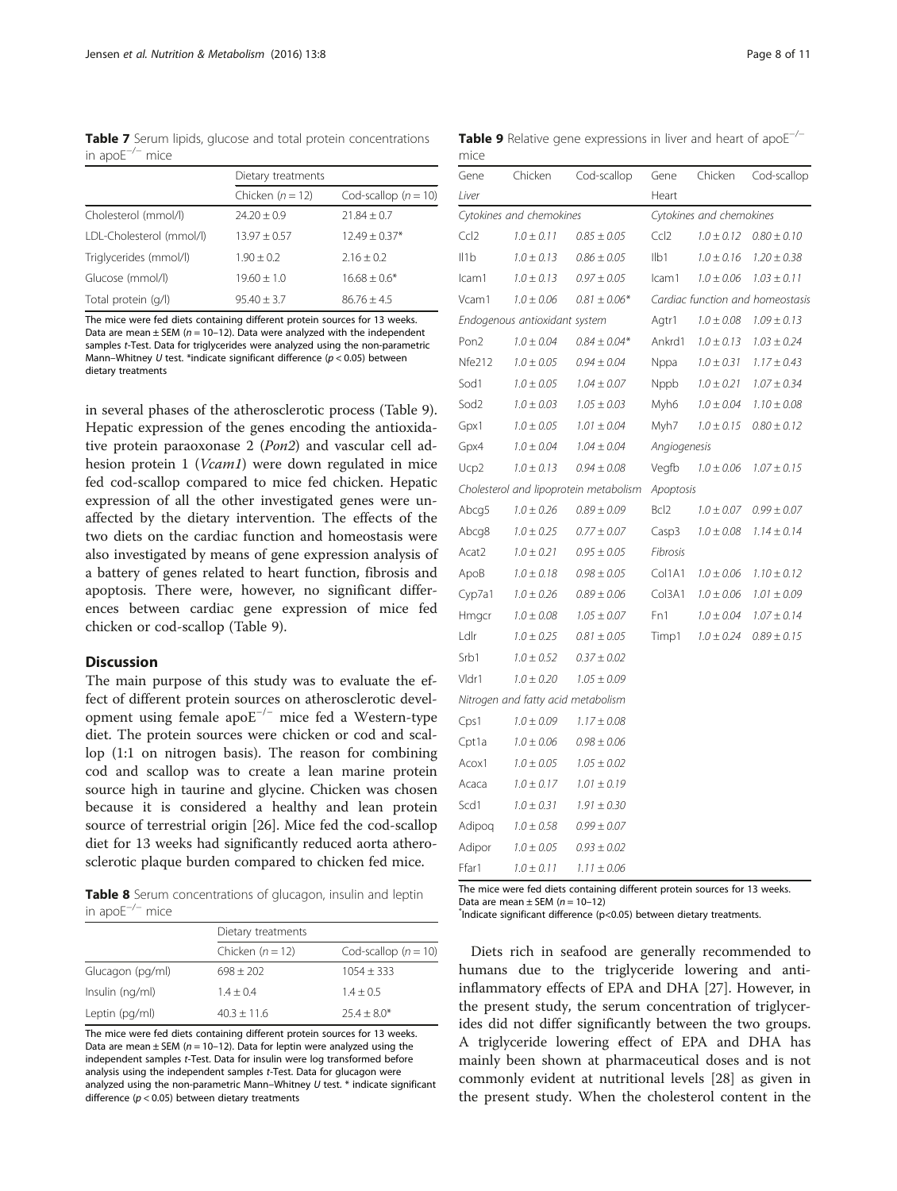**Table 7** Serum lipids, glucose and total protein concentrations in apo$E^{-/-}$ mice

| | Dietary treatments | |
|---|---|---|
| | Chicken ($n = 12$) | Cod-scallop ($n = 10$) |
| Cholesterol (mmol/l) | 24.20 ± 0.9 | 21.84 ± 0.7 |
| LDL-Cholesterol (mmol/l) | 13.97 ± 0.57 | 12.49 ± 0.37* |
| Triglycerides (mmol/l) | 1.90 ± 0.2 | 2.16 ± 0.2 |
| Glucose (mmol/l) | 19.60 ± 1.0 | 16.68 ± 0.6* |
| Total protein (g/l) | 95.40 ± 3.7 | 86.76 ± 4.5 |

The mice were fed diets containing different protein sources for 13 weeks. Data are mean ± SEM ($n = 10–12$). Data were analyzed with the independent samples t-Test. Data for triglycerides were analyzed using the non-parametric Mann–Whitney U test. *indicate significant difference ($p < 0.05$) between dietary treatments

in several phases of the atherosclerotic process (Table 9). Hepatic expression of the genes encoding the antioxidative protein paraoxonase 2 (*Pon2*) and vascular cell adhesion protein 1 (*Vcam1*) were down regulated in mice fed cod-scallop compared to mice fed chicken. Hepatic expression of all the other investigated genes were unaffected by the dietary intervention. The effects of the two diets on the cardiac function and homeostasis were also investigated by means of gene expression analysis of a battery of genes related to heart function, fibrosis and apoptosis. There were, however, no significant differences between cardiac gene expression of mice fed chicken or cod-scallop (Table 9).

## Discussion

The main purpose of this study was to evaluate the effect of different protein sources on atherosclerotic development using female apo$E^{-/-}$ mice fed a Western-type diet. The protein sources were chicken or cod and scallop (1:1 on nitrogen basis). The reason for combining cod and scallop was to create a lean marine protein source high in taurine and glycine. Chicken was chosen because it is considered a healthy and lean protein source of terrestrial origin [26]. Mice fed the cod-scallop diet for 13 weeks had significantly reduced aorta atherosclerotic plaque burden compared to chicken fed mice.

**Table 8** Serum concentrations of glucagon, insulin and leptin in apo$E^{-/-}$ mice

| | Dietary treatments | |
|---|---|---|
| | Chicken ($n = 12$) | Cod-scallop ($n = 10$) |
| Glucagon (pg/ml) | 698 ± 202 | 1054 ± 333 |
| Insulin (ng/ml) | 1.4 ± 0.4 | 1.4 ± 0.5 |
| Leptin (pg/ml) | 40.3 ± 11.6 | 25.4 ± 8.0* |

The mice were fed diets containing different protein sources for 13 weeks. Data are mean ± SEM ($n = 10–12$). Data for leptin were analyzed using the independent samples t-Test. Data for insulin were log transformed before analysis using the independent samples t-Test. Data for glucagon were analyzed using the non-parametric Mann–Whitney U test. * indicate significant difference ($p < 0.05$) between dietary treatments

**Table 9** Relative gene expressions in liver and heart of apo$E^{-/-}$ mice

| Gene | Chicken | Cod-scallop | Gene | Chicken | Cod-scallop |
|---|---|---|---|---|---|
| *Liver* | | | *Heart* | | |
| *Cytokines and chemokines* | | | *Cytokines and chemokines* | | |
| Ccl2 | *1.0 ± 0.11* | *0.85 ± 0.05* | Ccl2 | *1.0 ± 0.12* | *0.80 ± 0.10* |
| Il1b | *1.0 ± 0.13* | *0.86 ± 0.05* | Ilb1 | *1.0 ± 0.16* | *1.20 ± 0.38* |
| Icam1 | *1.0 ± 0.13* | *0.97 ± 0.05* | Icam1 | *1.0 ± 0.06* | *1.03 ± 0.11* |
| Vcam1 | *1.0 ± 0.06* | *0.81 ± 0.06** | *Cardiac function and homeostasis* | | |
| *Endogenous antioxidant system* | | | Agtr1 | *1.0 ± 0.08* | *1.09 ± 0.13* |
| Pon2 | *1.0 ± 0.04* | *0.84 ± 0.04** | Ankrd1 | *1.0 ± 0.13* | *1.03 ± 0.24* |
| Nfe212 | *1.0 ± 0.05* | *0.94 ± 0.04* | Nppa | *1.0 ± 0.31* | *1.17 ± 0.43* |
| Sod1 | *1.0 ± 0.05* | *1.04 ± 0.07* | Nppb | *1.0 ± 0.21* | *1.07 ± 0.34* |
| Sod2 | *1.0 ± 0.03* | *1.05 ± 0.03* | Myh6 | *1.0 ± 0.04* | *1.10 ± 0.08* |
| Gpx1 | *1.0 ± 0.05* | *1.01 ± 0.04* | Myh7 | *1.0 ± 0.15* | *0.80 ± 0.12* |
| Gpx4 | *1.0 ± 0.04* | *1.04 ± 0.04* | *Angiogenesis* | | |
| Ucp2 | *1.0 ± 0.13* | *0.94 ± 0.08* | Vegfb | *1.0 ± 0.06* | *1.07 ± 0.15* |
| *Cholesterol and lipoprotein metabolism* | | | *Apoptosis* | | |
| Abcg5 | *1.0 ± 0.26* | *0.89 ± 0.09* | Bcl2 | *1.0 ± 0.07* | *0.99 ± 0.07* |
| Abcg8 | *1.0 ± 0.25* | *0.77 ± 0.07* | Casp3 | *1.0 ± 0.08* | *1.14 ± 0.14* |
| Acat2 | *1.0 ± 0.21* | *0.95 ± 0.05* | *Fibrosis* | | |
| ApoB | *1.0 ± 0.18* | *0.98 ± 0.05* | Col1A1 | *1.0 ± 0.06* | *1.10 ± 0.12* |
| Cyp7a1 | *1.0 ± 0.26* | *0.89 ± 0.06* | Col3A1 | *1.0 ± 0.06* | *1.01 ± 0.09* |
| Hmgcr | *1.0 ± 0.08* | *1.05 ± 0.07* | Fn1 | *1.0 ± 0.04* | *1.07 ± 0.14* |
| Ldlr | *1.0 ± 0.25* | *0.81 ± 0.05* | Timp1 | *1.0 ± 0.24* | *0.89 ± 0.15* |
| Srb1 | *1.0 ± 0.52* | *0.37 ± 0.02* | | | |
| Vldr1 | *1.0 ± 0.20* | *1.05 ± 0.09* | | | |
| *Nitrogen and fatty acid metabolism* | | | | | |
| Cps1 | *1.0 ± 0.09* | *1.17 ± 0.08* | | | |
| Cpt1a | *1.0 ± 0.06* | *0.98 ± 0.06* | | | |
| Acox1 | *1.0 ± 0.05* | *1.05 ± 0.02* | | | |
| Acaca | *1.0 ± 0.17* | *1.01 ± 0.19* | | | |
| Scd1 | *1.0 ± 0.31* | *1.91 ± 0.30* | | | |
| Adipoq | *1.0 ± 0.58* | *0.99 ± 0.07* | | | |
| Adipor | *1.0 ± 0.05* | *0.93 ± 0.02* | | | |
| Ffar1 | *1.0 ± 0.11* | *1.11 ± 0.06* | | | |

The mice were fed diets containing different protein sources for 13 weeks. Data are mean ± SEM ($n = 10–12$)
*Indicate significant difference ($p<0.05$) between dietary treatments.

Diets rich in seafood are generally recommended to humans due to the triglyceride lowering and anti-inflammatory effects of EPA and DHA [27]. However, in the present study, the serum concentration of triglycerides did not differ significantly between the two groups. A triglyceride lowering effect of EPA and DHA has mainly been shown at pharmaceutical doses and is not commonly evident at nutritional levels [28] as given in the present study. When the cholesterol content in the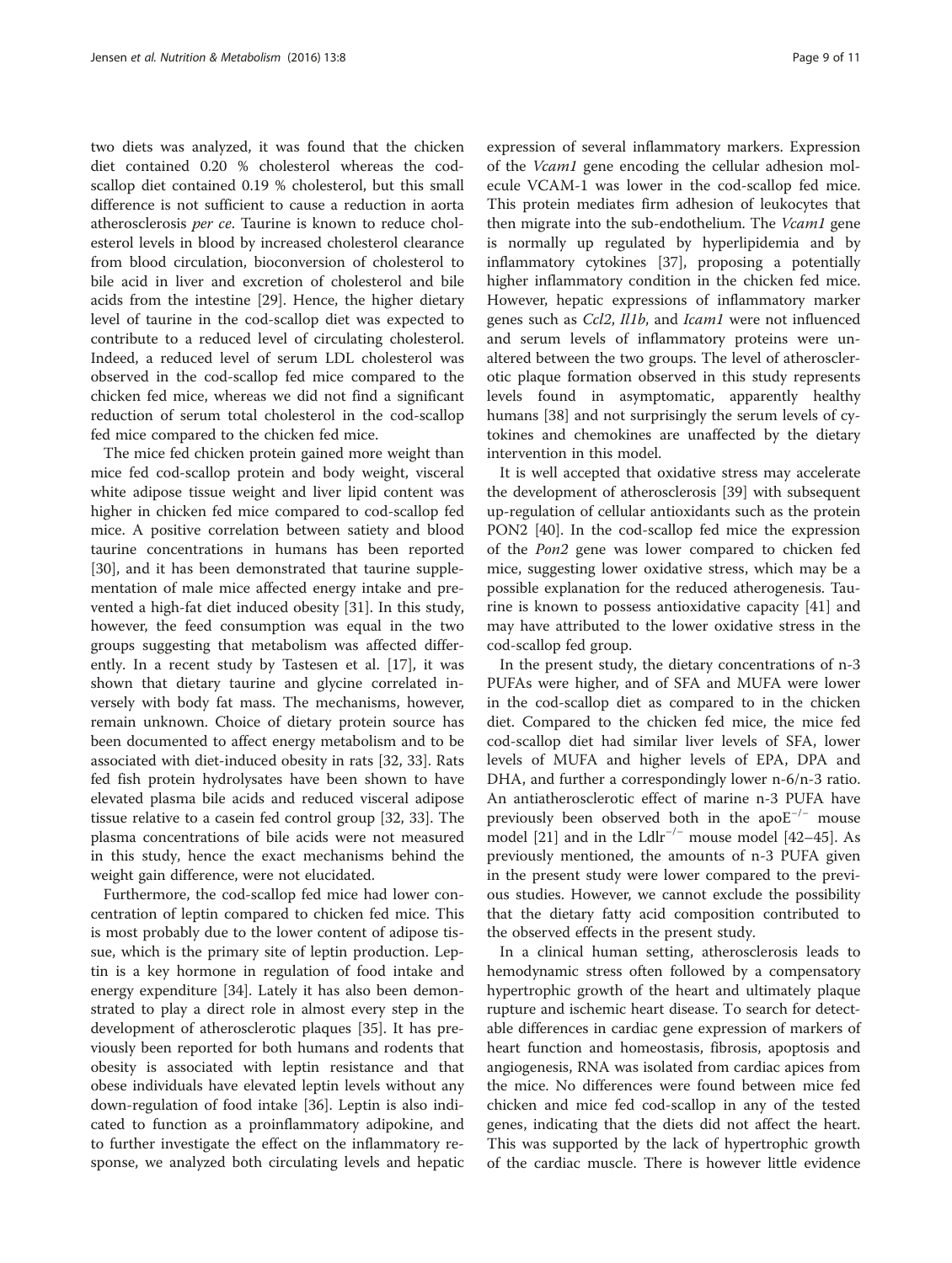two diets was analyzed, it was found that the chicken diet contained 0.20 % cholesterol whereas the cod-scallop diet contained 0.19 % cholesterol, but this small difference is not sufficient to cause a reduction in aorta atherosclerosis *per ce*. Taurine is known to reduce cholesterol levels in blood by increased cholesterol clearance from blood circulation, bioconversion of cholesterol to bile acid in liver and excretion of cholesterol and bile acids from the intestine [29]. Hence, the higher dietary level of taurine in the cod-scallop diet was expected to contribute to a reduced level of circulating cholesterol. Indeed, a reduced level of serum LDL cholesterol was observed in the cod-scallop fed mice compared to the chicken fed mice, whereas we did not find a significant reduction of serum total cholesterol in the cod-scallop fed mice compared to the chicken fed mice.

The mice fed chicken protein gained more weight than mice fed cod-scallop protein and body weight, visceral white adipose tissue weight and liver lipid content was higher in chicken fed mice compared to cod-scallop fed mice. A positive correlation between satiety and blood taurine concentrations in humans has been reported [30], and it has been demonstrated that taurine supplementation of male mice affected energy intake and prevented a high-fat diet induced obesity [31]. In this study, however, the feed consumption was equal in the two groups suggesting that metabolism was affected differently. In a recent study by Tastesen et al. [17], it was shown that dietary taurine and glycine correlated inversely with body fat mass. The mechanisms, however, remain unknown. Choice of dietary protein source has been documented to affect energy metabolism and to be associated with diet-induced obesity in rats [32, 33]. Rats fed fish protein hydrolysates have been shown to have elevated plasma bile acids and reduced visceral adipose tissue relative to a casein fed control group [32, 33]. The plasma concentrations of bile acids were not measured in this study, hence the exact mechanisms behind the weight gain difference, were not elucidated.

Furthermore, the cod-scallop fed mice had lower concentration of leptin compared to chicken fed mice. This is most probably due to the lower content of adipose tissue, which is the primary site of leptin production. Leptin is a key hormone in regulation of food intake and energy expenditure [34]. Lately it has also been demonstrated to play a direct role in almost every step in the development of atherosclerotic plaques [35]. It has previously been reported for both humans and rodents that obesity is associated with leptin resistance and that obese individuals have elevated leptin levels without any down-regulation of food intake [36]. Leptin is also indicated to function as a proinflammatory adipokine, and to further investigate the effect on the inflammatory response, we analyzed both circulating levels and hepatic expression of several inflammatory markers. Expression of the *Vcam1* gene encoding the cellular adhesion molecule VCAM-1 was lower in the cod-scallop fed mice. This protein mediates firm adhesion of leukocytes that then migrate into the sub-endothelium. The *Vcam1* gene is normally up regulated by hyperlipidemia and by inflammatory cytokines [37], proposing a potentially higher inflammatory condition in the chicken fed mice. However, hepatic expressions of inflammatory marker genes such as *Ccl2*, *Il1b*, and *Icam1* were not influenced and serum levels of inflammatory proteins were unaltered between the two groups. The level of atherosclerotic plaque formation observed in this study represents levels found in asymptomatic, apparently healthy humans [38] and not surprisingly the serum levels of cytokines and chemokines are unaffected by the dietary intervention in this model.

It is well accepted that oxidative stress may accelerate the development of atherosclerosis [39] with subsequent up-regulation of cellular antioxidants such as the protein PON2 [40]. In the cod-scallop fed mice the expression of the *Pon2* gene was lower compared to chicken fed mice, suggesting lower oxidative stress, which may be a possible explanation for the reduced atherogenesis. Taurine is known to possess antioxidative capacity [41] and may have attributed to the lower oxidative stress in the cod-scallop fed group.

In the present study, the dietary concentrations of n-3 PUFAs were higher, and of SFA and MUFA were lower in the cod-scallop diet as compared to in the chicken diet. Compared to the chicken fed mice, the mice fed cod-scallop diet had similar liver levels of SFA, lower levels of MUFA and higher levels of EPA, DPA and DHA, and further a correspondingly lower n-6/n-3 ratio. An antiatherosclerotic effect of marine n-3 PUFA have previously been observed both in the apo$E^{-/-}$ mouse model [21] and in the Ldl$r^{-/-}$ mouse model [42–45]. As previously mentioned, the amounts of n-3 PUFA given in the present study were lower compared to the previous studies. However, we cannot exclude the possibility that the dietary fatty acid composition contributed to the observed effects in the present study.

In a clinical human setting, atherosclerosis leads to hemodynamic stress often followed by a compensatory hypertrophic growth of the heart and ultimately plaque rupture and ischemic heart disease. To search for detectable differences in cardiac gene expression of markers of heart function and homeostasis, fibrosis, apoptosis and angiogenesis, RNA was isolated from cardiac apices from the mice. No differences were found between mice fed chicken and mice fed cod-scallop in any of the tested genes, indicating that the diets did not affect the heart. This was supported by the lack of hypertrophic growth of the cardiac muscle. There is however little evidence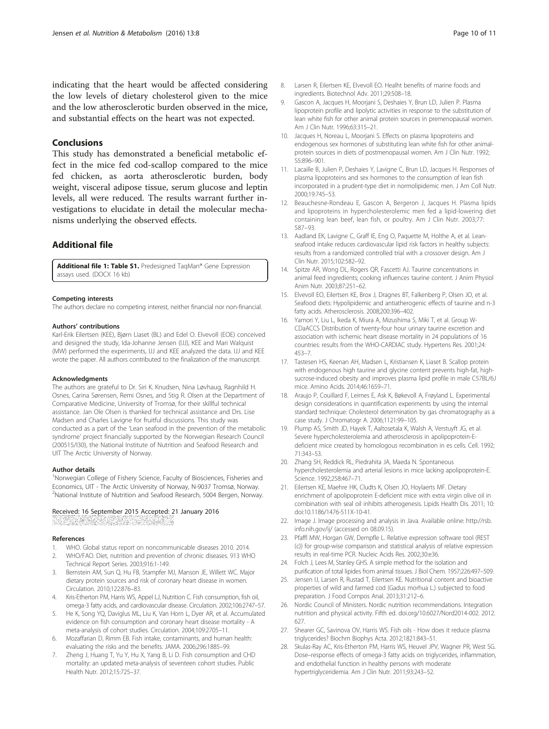indicating that the heart would be affected considering the low levels of dietary cholesterol given to the mice and the low atherosclerotic burden observed in the mice, and substantial effects on the heart was not expected.

## Conclusions

This study has demonstrated a beneficial metabolic effect in the mice fed cod-scallop compared to the mice fed chicken, as aorta atherosclerotic burden, body weight, visceral adipose tissue, serum glucose and leptin levels, all were reduced. The results warrant further investigations to elucidate in detail the molecular mechanisms underlying the observed effects.

## Additional file

**Additional file 1: Table S1.** Predesigned TaqMan® Gene Expression assays used. (DOCX 16 kb)

#### Competing interests

The authors declare no competing interest, neither financial nor non-financial.

#### Authors' contributions

Karl-Erik Eilertsen (KEE), Bjørn Liaset (BL) and Edel O. Elvevoll (EOE) conceived and designed the study, Ida-Johanne Jensen (IJJ), KEE and Mari Walquist (MW) performed the experiments, IJJ and KEE analyzed the data. IJJ and KEE wrote the paper. All authors contributed to the finalization of the manuscript.

#### Acknowledgments

The authors are grateful to Dr. Siri K. Knudsen, Nina Løvhaug, Ragnhild H. Osnes, Carina Sørensen, Remi Osnes, and Stig R. Olsen at the Department of Comparative Medicine, University of Tromsø, for their skillful technical assistance. Jan Ole Olsen is thanked for technical assistance and Drs. Lise Madsen and Charles Lavigne for fruitful discussions. This study was conducted as a part of the 'Lean seafood in the prevention of the metabolic syndrome' project financially supported by the Norwegian Research Council (200515/I30), the National Institute of Nutrition and Seafood Research and UIT The Arctic University of Norway.

#### Author details

[1]Norwegian College of Fishery Science, Faculty of Biosciences, Fisheries and Economics, UIT - The Arctic University of Norway, N-9037 Tromsø, Norway. [2]National Institute of Nutrition and Seafood Research, 5004 Bergen, Norway.

Received: 16 September 2015 Accepted: 21 January 2016

#### References

1. WHO. Global status report on noncommunicable diseases 2010. 2014.
2. WHO/FAO. Diet, nutrition and prevention of chronic diseases. 913 WHO Technical Report Series. 2003;916:1-149.
3. Bernstein AM, Sun Q, Hu FB, Stampfer MJ, Manson JE, Willett WC. Major dietary protein sources and risk of coronary heart disease in women. Circulation. 2010;122:876–83.
4. Kris-Etherton PM, Harris WS, Appel LJ, Nutrition C. Fish consumption, fish oil, omega-3 fatty acids, and cardiovascular disease. Circulation. 2002;106:2747–57.
5. He K, Song YQ, Daviglus ML, Liu K, Van Horn L, Dyer AR, et al. Accumulated evidence on fish consumption and coronary heart disease mortality - A meta-analysis of cohort studies. Circulation. 2004;109:2705–11.
6. Mozaffarian D, Rimm EB. Fish intake, contaminants, and human health: evaluating the risks and the benefits. JAMA. 2006;296:1885–99.
7. Zheng J, Huang T, Yu Y, Hu X, Yang B, Li D. Fish consumption and CHD mortality: an updated meta-analysis of seventeen cohort studies. Public Health Nutr. 2012;15:725–37.
8. Larsen R, Eilertsen KE, Elvevoll EO. Healht benefits of marine foods and ingredients. Biotechnol Adv. 2011;29:508–18.
9. Gascon A, Jacques H, Moorjani S, Deshaies Y, Brun LD, Julien P. Plasma lipoprotein profile and lipolytic activities in response to the substitution of lean white fish for other animal protein sources in premenopausal women. Am J Clin Nutr. 1996;63:315–21.
10. Jacques H, Noreau L, Moorjani S. Effects on plasma lipoproteins and endogenous sex hormones of substituting lean white fish for other animal-protein sources in diets of postmenopausal women. Am J Clin Nutr. 1992; 55:896–901.
11. Lacaille B, Julien P, Deshaies Y, Lavigne C, Brun LD, Jacques H. Responses of plasma lipoproteins and sex hormones to the consumption of lean fish incorporated in a prudent-type diet in normolipidemic men. J Am Coll Nutr. 2000;19:745–53.
12. Beauchesne-Rondeau E, Gascon A, Bergeron J, Jacques H. Plasma lipids and lipoproteins in hypercholesterolemic men fed a lipid-lowering diet containing lean beef, lean fish, or poultry. Am J Clin Nutr. 2003;77: 587–93.
13. Aadland EK, Lavigne C, Graff IE, Eng O, Paquette M, Holthe A, et al. Lean-seafood intake reduces cardiovascular lipid risk factors in healthy subjects: results from a randomized controlled trial with a crossover design. Am J Clin Nutr. 2015;102:582–92.
14. Spitze AR, Wong DL, Rogers QR, Fascetti AJ. Taurine concentrations in animal feed ingredients; cooking influences taurine content. J Anim Physiol Anim Nutr. 2003;87:251–62.
15. Elvevoll EO, Eilertsen KE, Brox J, Dragnes BT, Falkenberg P, Olsen JO, et al. Seafood diets: Hypolipidemic and antiatherogenic effects of taurine and n-3 fatty acids. Atherosclerosis. 2008;200:396–402.
16. Yamori Y, Liu L, Ikeda K, Miura A, Mizushima S, Miki T, et al. Group W-CDaACCS Distribution of twenty-four hour urinary taurine excretion and association with ischemic heart disease mortality in 24 populations of 16 countries: results from the WHO-CARDIAC study. Hypertens Res. 2001;24: 453–7.
17. Tastesen HS, Keenan AH, Madsen L, Kristiansen K, Liaset B. Scallop protein with endogenous high taurine and glycine content prevents high-fat, high-sucrose-induced obesity and improves plasma lipid profile in male C57BL/6J mice. Amino Acids. 2014;46:1659–71.
18. Araujo P, Couillard F, Leirnes E, Ask K, Bøkevoll A, Frøyland L. Experimental design considerations in quantification experiments by using the internal standard technique: Cholesterol determination by gas chromatography as a case study. J Chromatogr A. 2006;1121:99–105.
19. Plump AS, Smith JD, Hayek T, Aaltosetala K, Walsh A, Verstuyft JG, et al. Severe hypercholesterolemia and atherosclerosis in apolipoprotein-E-deficient mice created by homologous recombination in es cells. Cell. 1992; 71:343–53.
20. Zhang SH, Reddick RL, Piedrahita JA, Maeda N. Spontaneous hypercholesterolemia and arterial lesions in mice lacking apolipoprotein-E. Science. 1992;258:467–71.
21. Eilertsen KE, Maehre HK, Cludts K, Olsen JO, Hoylaerts MF. Dietary enrichment of apolipoprotein E-deficient mice with extra virgin olive oil in combination with seal oil inhibits atherogenesis. Lipids Health Dis. 2011; 10: doi:10.1186/1476-511X-10-41.
22. Image J. Image processing and analysis in Java. Available online: http://rsb.info.nih.gov/ij/ (accessed on 08.09.15).
23. Pfaffl MW, Horgan GW, Dempfle L. Relative expression software tool (REST (c)) for group-wise comparison and statistical analysis of relative expression results in real-time PCR. Nucleic Acids Res. 2002;30:e36.
24. Folch J, Lees M, Stanley GHS. A simple method for the isolation and purification of total lipides from animal tissues. J Biol Chem. 1957;226:497–509.
25. Jensen IJ, Larsen R, Rustad T, Eilertsen KE. Nutritional content and bioactive properties of wild and farmed cod (Gadus morhua L.) subjected to food preparation. J Food Compos Anal. 2013;31:212–6.
26. Nordic Council of Ministers. Nordic nutrition recommendations. Integration nutrition and physical activity. Fifth ed. doi.org/10.6027/Nord2014-002. 2012. 627.
27. Shearer GC, Savinova OV, Harris WS. Fish oils - How does it reduce plasma triglycerides? Biochm Biophys Acta. 2012;1821:843–51.
28. Skulas-Ray AC, Kris-Etherton PM, Harris WS, Heuvel JPV, Wagner PR, West SG. Dose–response effects of omega-3 fatty acids on triglycerides, inflammation, and endothelial function in healthy persons with moderate hypertriglyceridemia. Am J Clin Nutr. 2011;93:243–52.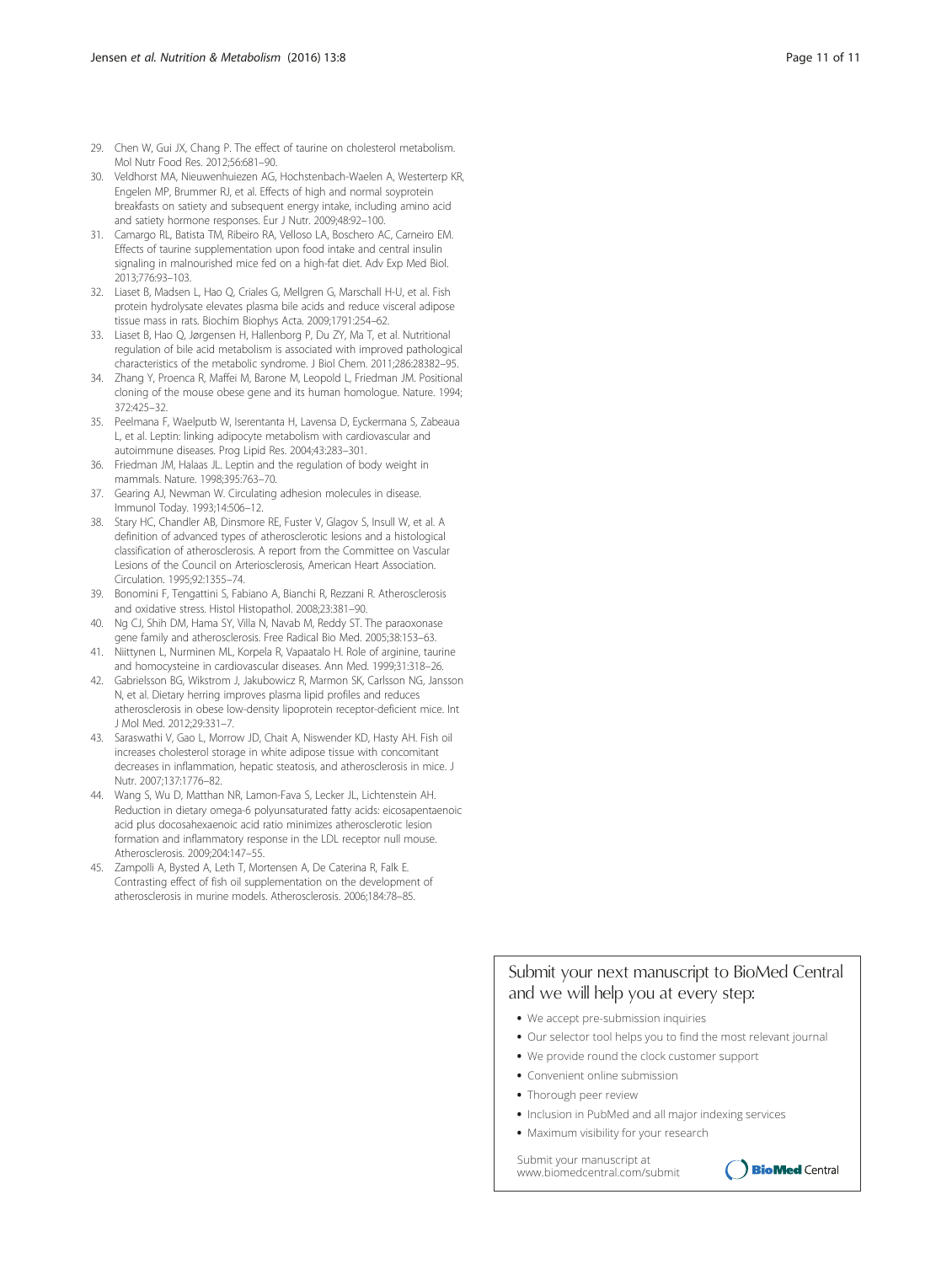29. Chen W, Gui JX, Chang P. The effect of taurine on cholesterol metabolism. Mol Nutr Food Res. 2012;56:681–90.
30. Veldhorst MA, Nieuwenhuiezen AG, Hochstenbach-Waelen A, Westerterp KR, Engelen MP, Brummer RJ, et al. Effects of high and normal soyprotein breakfasts on satiety and subsequent energy intake, including amino acid and satiety hormone responses. Eur J Nutr. 2009;48:92–100.
31. Camargo RL, Batista TM, Ribeiro RA, Velloso LA, Boschero AC, Carneiro EM. Effects of taurine supplementation upon food intake and central insulin signaling in malnourished mice fed on a high-fat diet. Adv Exp Med Biol. 2013;776:93–103.
32. Liaset B, Madsen L, Hao Q, Criales G, Mellgren G, Marschall H-U, et al. Fish protein hydrolysate elevates plasma bile acids and reduce visceral adipose tissue mass in rats. Biochim Biophys Acta. 2009;1791:254–62.
33. Liaset B, Hao Q, Jørgensen H, Hallenborg P, Du ZY, Ma T, et al. Nutritional regulation of bile acid metabolism is associated with improved pathological characteristics of the metabolic syndrome. J Biol Chem. 2011;286:28382–95.
34. Zhang Y, Proenca R, Maffei M, Barone M, Leopold L, Friedman JM. Positional cloning of the mouse obese gene and its human homologue. Nature. 1994; 372:425–32.
35. Peelmana F, Waelputb W, Iserentanta H, Lavensa D, Eyckermana S, Zabeaua L, et al. Leptin: linking adipocyte metabolism with cardiovascular and autoimmune diseases. Prog Lipid Res. 2004;43:283–301.
36. Friedman JM, Halaas JL. Leptin and the regulation of body weight in mammals. Nature. 1998;395:763–70.
37. Gearing AJ, Newman W. Circulating adhesion molecules in disease. Immunol Today. 1993;14:506–12.
38. Stary HC, Chandler AB, Dinsmore RE, Fuster V, Glagov S, Insull W, et al. A definition of advanced types of atherosclerotic lesions and a histological classification of atherosclerosis. A report from the Committee on Vascular Lesions of the Council on Arteriosclerosis, American Heart Association. Circulation. 1995;92:1355–74.
39. Bonomini F, Tengattini S, Fabiano A, Bianchi R, Rezzani R. Atherosclerosis and oxidative stress. Histol Histopathol. 2008;23:381–90.
40. Ng CJ, Shih DM, Hama SY, Villa N, Navab M, Reddy ST. The paraoxonase gene family and atherosclerosis. Free Radical Bio Med. 2005;38:153–63.
41. Niittynen L, Nurminen ML, Korpela R, Vapaatalo H. Role of arginine, taurine and homocysteine in cardiovascular diseases. Ann Med. 1999;31:318–26.
42. Gabrielsson BG, Wikstrom J, Jakubowicz R, Marmon SK, Carlsson NG, Jansson N, et al. Dietary herring improves plasma lipid profiles and reduces atherosclerosis in obese low-density lipoprotein receptor-deficient mice. Int J Mol Med. 2012;29:331–7.
43. Saraswathi V, Gao L, Morrow JD, Chait A, Niswender KD, Hasty AH. Fish oil increases cholesterol storage in white adipose tissue with concomitant decreases in inflammation, hepatic steatosis, and atherosclerosis in mice. J Nutr. 2007;137:1776–82.
44. Wang S, Wu D, Matthan NR, Lamon-Fava S, Lecker JL, Lichtenstein AH. Reduction in dietary omega-6 polyunsaturated fatty acids: eicosapentaenoic acid plus docosahexaenoic acid ratio minimizes atherosclerotic lesion formation and inflammatory response in the LDL receptor null mouse. Atherosclerosis. 2009;204:147–55.
45. Zampolli A, Bysted A, Leth T, Mortensen A, De Caterina R, Falk E. Contrasting effect of fish oil supplementation on the development of atherosclerosis in murine models. Atherosclerosis. 2006;184:78–85.

Submit your next manuscript to BioMed Central and we will help you at every step:

- We accept pre-submission inquiries
- Our selector tool helps you to find the most relevant journal
- We provide round the clock customer support
- Convenient online submission
- Thorough peer review
- Inclusion in PubMed and all major indexing services
- Maximum visibility for your research

Submit your manuscript at www.biomedcentral.com/submit

BioMed Central